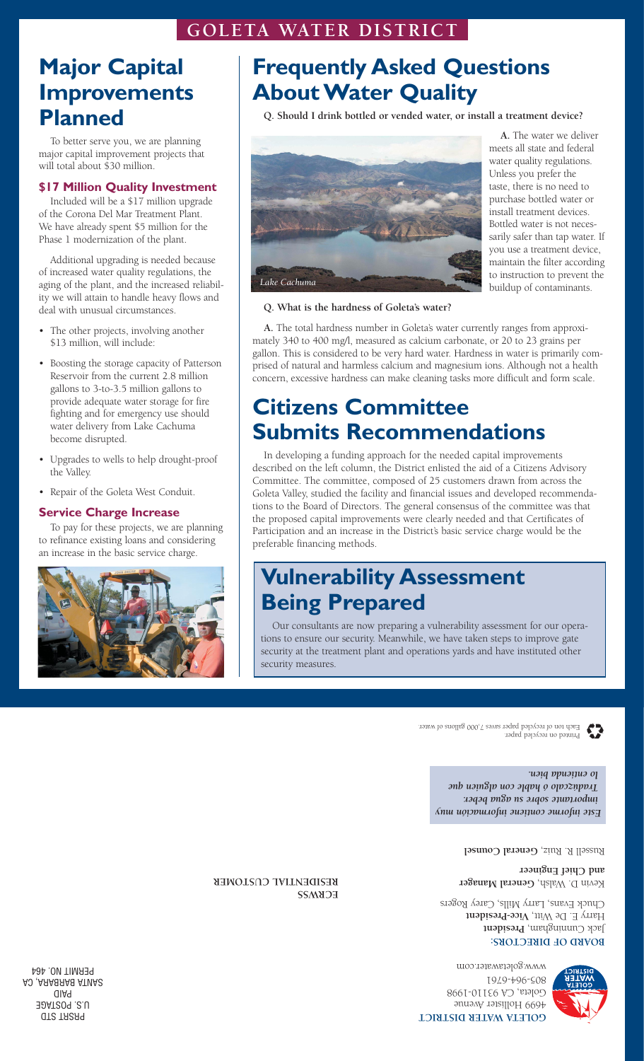# GOLETA WATER DISTRICT

## Major Capital Improvements Planned

To better serve you, we are planning major capital improvement projects that will total about $30 million.

### $17 Million Quality Investment

Included will be a $17 million upgrade of the Corona Del Mar Treatment Plant. We have already spent $5 million for the Phase 1 modernization of the plant.

Additional upgrading is needed because of increased water quality regulations, the aging of the plant, and the increased reliability we will attain to handle heavy flows and deal with unusual circumstances.

- The other projects, involving another $13 million, will include:
- Boosting the storage capacity of Patterson Reservoir from the current 2.8 million gallons to 3-to-3.5 million gallons to provide adequate water storage for fire fighting and for emergency use should water delivery from Lake Cachuma become disrupted.
- Upgrades to wells to help drought-proof the Valley.
- Repair of the Goleta West Conduit.

### Service Charge Increase

To pay for these projects, we are planning to refinance existing loans and considering an increase in the basic service charge.

## Frequently Asked Questions About Water Quality

**Q. Should I drink bottled or vended water, or install a treatment device?**

*Lake Cachuma*

**A.** The water we deliver meets all state and federal water quality regulations. Unless you prefer the taste, there is no need to purchase bottled water or install treatment devices. Bottled water is not necessarily safer than tap water. If you use a treatment device, maintain the filter according to instruction to prevent the buildup of contaminants.

**Q. What is the hardness of Goleta's water?**

**A.** The total hardness number in Goleta's water currently ranges from approximately 340 to 400 mg/l, measured as calcium carbonate, or 20 to 23 grains per gallon. This is considered to be very hard water. Hardness in water is primarily comprised of natural and harmless calcium and magnesium ions. Although not a health concern, excessive hardness can make cleaning tasks more difficult and form scale.

## Citizens Committee Submits Recommendations

In developing a funding approach for the needed capital improvements described on the left column, the District enlisted the aid of a Citizens Advisory Committee. The committee, composed of 25 customers drawn from across the Goleta Valley, studied the facility and financial issues and developed recommendations to the Board of Directors. The general consensus of the committee was that the proposed capital improvements were clearly needed and that Certificates of Participation and an increase in the District's basic service charge would be the preferable financing methods.

## Vulnerability Assessment Being Prepared

Our consultants are now preparing a vulnerability assessment for our operations to ensure our security. Meanwhile, we have taken steps to improve gate security at the treatment plant and operations yards and have instituted other security measures.

---

**GOLETA WATER DISTRICT**
4699 Hollister Avenue
Goleta, CA 93110-1998
805-964-6761
www.goletawater.com

**BOARD OF DIRECTORS:**
Jack Cunningham, **President**
Harry E. De Witt, **Vice-President**
Chuck Evans, Larry Mills, Carey Rogers

Kevin D. Walsh, **General Manager and Chief Engineer**

Russell R. Ruiz, **General Counsel**

***Este informe contiene información muy importante sobre su agua beber. Tradúzcalo ó hable con alguien que lo entienda bien.***

Printed on recycled paper.
Each ton of recycled paper saves 7,000 gallons of water.

ECRWSS
RESIDENTIAL CUSTOMER

PRSRT STD
U.S. POSTAGE
PAID
SANTA BARBARA, CA
PERMIT NO. 464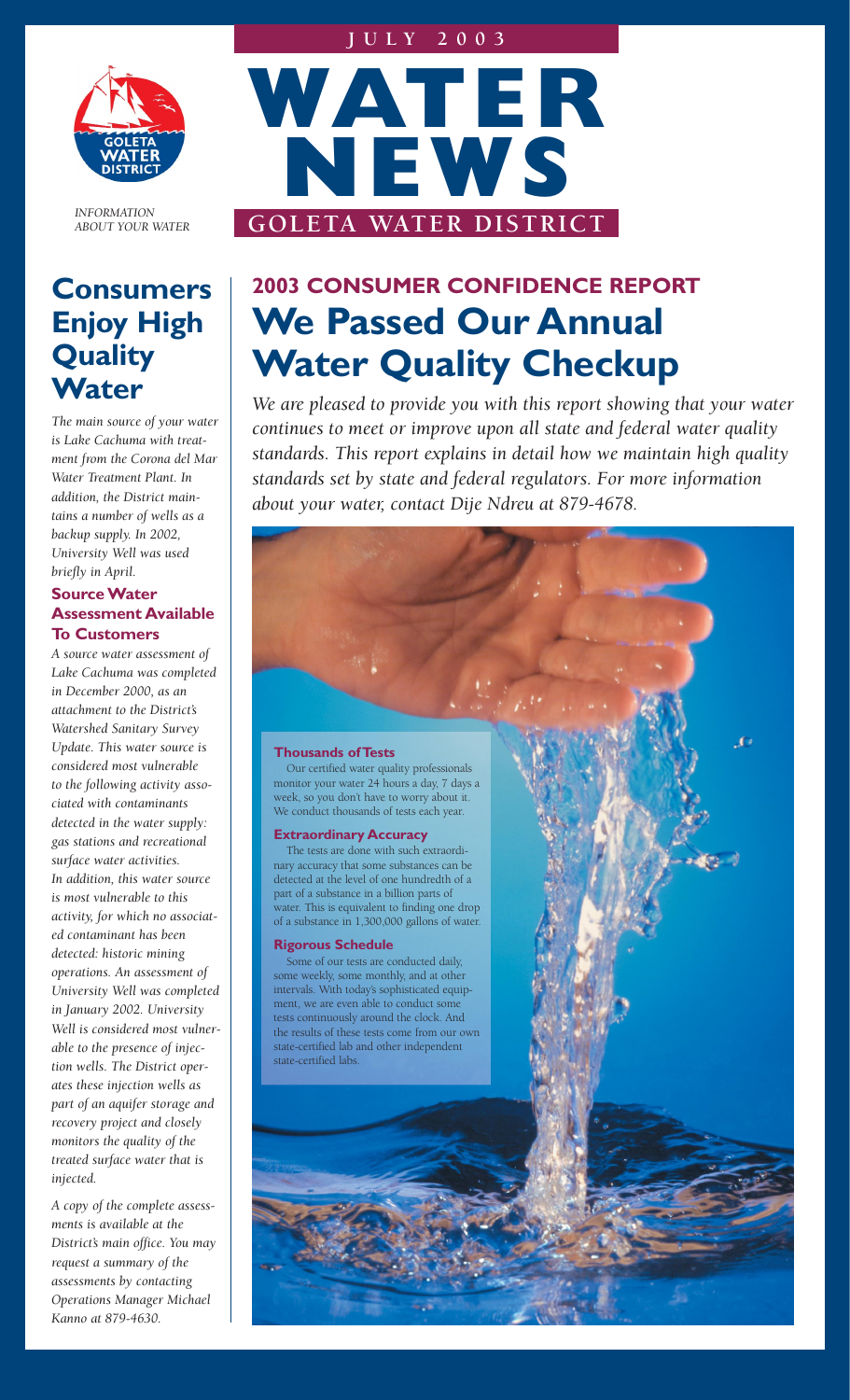JULY 2003

# WATER NEWS

## GOLETA WATER DISTRICT

*INFORMATION ABOUT YOUR WATER*

## Consumers Enjoy High Quality Water

*The main source of your water is Lake Cachuma with treatment from the Corona del Mar Water Treatment Plant. In addition, the District maintains a number of wells as a backup supply. In 2002, University Well was used briefly in April.*

### Source Water Assessment Available To Customers

*A source water assessment of Lake Cachuma was completed in December 2000, as an attachment to the District's Watershed Sanitary Survey Update. This water source is considered most vulnerable to the following activity associated with contaminants detected in the water supply: gas stations and recreational surface water activities. In addition, this water source is most vulnerable to this activity, for which no associated contaminant has been detected: historic mining operations. An assessment of University Well was completed in January 2002. University Well is considered most vulnerable to the presence of injection wells. The District operates these injection wells as part of an aquifer storage and recovery project and closely monitors the quality of the treated surface water that is injected.*

*A copy of the complete assessments is available at the District's main office. You may request a summary of the assessments by contacting Operations Manager Michael Kanno at 879-4630.*

## 2003 CONSUMER CONFIDENCE REPORT

# We Passed Our Annual Water Quality Checkup

*We are pleased to provide you with this report showing that your water continues to meet or improve upon all state and federal water quality standards. This report explains in detail how we maintain high quality standards set by state and federal regulators. For more information about your water, contact Dije Ndreu at 879-4678.*

### Thousands of Tests

Our certified water quality professionals monitor your water 24 hours a day, 7 days a week, so you don't have to worry about it. We conduct thousands of tests each year.

### Extraordinary Accuracy

The tests are done with such extraordinary accuracy that some substances can be detected at the level of one hundredth of a part of a substance in a billion parts of water. This is equivalent to finding one drop of a substance in 1,300,000 gallons of water.

### Rigorous Schedule

Some of our tests are conducted daily, some weekly, some monthly, and at other intervals. With today's sophisticated equipment, we are even able to conduct some tests continuously around the clock. And the results of these tests come from our own state-certified lab and other independent state-certified labs.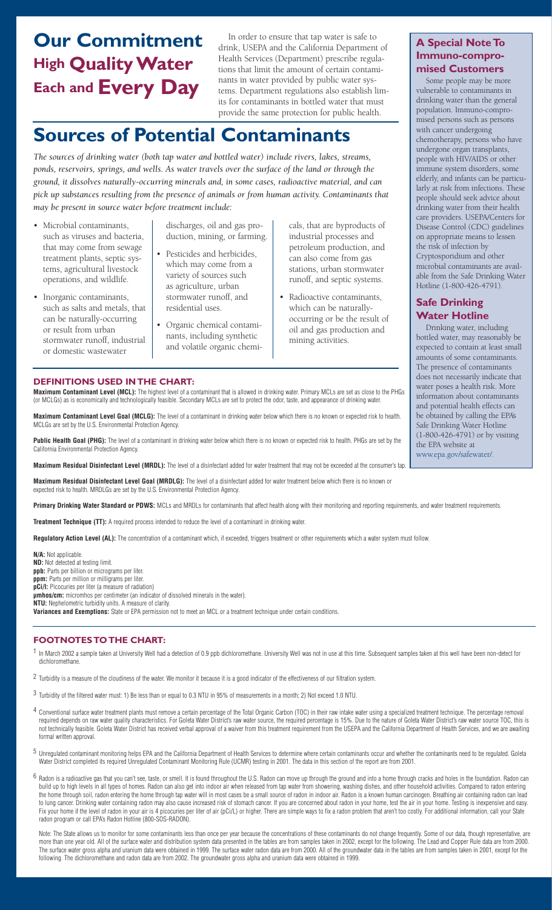# Our Commitment High Quality Water Each and Every Day

In order to ensure that tap water is safe to drink, USEPA and the California Department of Health Services (Department) prescribe regulations that limit the amount of certain contaminants in water provided by public water systems. Department regulations also establish limits for contaminants in bottled water that must provide the same protection for public health.

# Sources of Potential Contaminants

*The sources of drinking water (both tap water and bottled water) include rivers, lakes, streams, ponds, reservoirs, springs, and wells. As water travels over the surface of the land or through the ground, it dissolves naturally-occurring minerals and, in some cases, radioactive material, and can pick up substances resulting from the presence of animals or from human activity. Contaminants that may be present in source water before treatment include:*

- Microbial contaminants, such as viruses and bacteria, that may come from sewage treatment plants, septic systems, agricultural livestock operations, and wildlife.
- Inorganic contaminants, such as salts and metals, that can be naturally-occurring or result from urban stormwater runoff, industrial or domestic wastewater discharges, oil and gas production, mining, or farming.
- Pesticides and herbicides, which may come from a variety of sources such as agriculture, urban stormwater runoff, and residential uses.
- Organic chemical contaminants, including synthetic and volatile organic chemicals, that are byproducts of industrial processes and petroleum production, and can also come from gas stations, urban stormwater runoff, and septic systems.
- Radioactive contaminants, which can be naturally-occurring or be the result of oil and gas production and mining activities.

### DEFINITIONS USED IN THE CHART:

**Maximum Contaminant Level (MCL):** The highest level of a contaminant that is allowed in drinking water. Primary MCLs are set as close to the PHGs (or MCLGs) as is economically and technologically feasible. Secondary MCLs are set to protect the odor, taste, and appearance of drinking water.

**Maximum Contaminant Level Goal (MCLG):** The level of a contaminant in drinking water below which there is no known or expected risk to health. MCLGs are set by the U.S. Environmental Protection Agency.

**Public Health Goal (PHG):** The level of a contaminant in drinking water below which there is no known or expected risk to health. PHGs are set by the California Environmental Protection Agency.

**Maximum Residual Disinfectant Level (MRDL):** The level of a disinfectant added for water treatment that may not be exceeded at the consumer's tap.

**Maximum Residual Disinfectant Level Goal (MRDLG):** The level of a disinfectant added for water treatment below which there is no known or expected risk to health. MRDLGs are set by the U.S. Environmental Protection Agency.

**Primary Drinking Water Standard or PDWS:** MCLs and MRDLs for contaminants that affect health along with their monitoring and reporting requirements, and water treatment requirements.

**Treatment Technique (TT):** A required process intended to reduce the level of a contaminant in drinking water.

**Regulatory Action Level (AL):** The concentration of a contaminant which, if exceeded, triggers treatment or other requirements which a water system must follow.

**N/A:** Not applicable.
**ND:** Not detected at testing limit.
**ppb:** Parts per billion or micrograms per liter.
**ppm:** Parts per million or milligrams per liter.
**pCi/l:** Picocuries per liter (a measure of radiation)
**µmhos/cm:** micromhos per centimeter (an indicator of dissolved minerals in the water).
**NTU:** Nephelometric turbidity units. A measure of clarity.
**Variances and Exemptions:** State or EPA permission not to meet an MCL or a treatment technique under certain conditions.

### FOOTNOTES TO THE CHART:

[1] In March 2002 a sample taken at University Well had a detection of 0.9 ppb dichloromethane. University Well was not in use at this time. Subsequent samples taken at this well have been non-detect for dichloromethane.

[2] Turbidity is a measure of the cloudiness of the water. We monitor it because it is a good indicator of the effectiveness of our filtration system.

[3] Turbidity of the filtered water must: 1) Be less than or equal to 0.3 NTU in 95% of measurements in a month; 2) Not exceed 1.0 NTU.

[4] Conventional surface water treatment plants must remove a certain percentage of the Total Organic Carbon (TOC) in their raw intake water using a specialized treatment technique. The percentage removal required depends on raw water quality characteristics. For Goleta Water District's raw water source, the required percentage is 15%. Due to the nature of Goleta Water District's raw water source TOC, this is not technically feasible. Goleta Water District has received verbal approval of a waiver from this treatment requirement from the USEPA and the California Department of Health Services, and we are awaiting formal written approval.

[5] Unregulated contaminant monitoring helps EPA and the California Department of Health Services to determine where certain contaminants occur and whether the contaminants need to be regulated. Goleta Water District completed its required Unregulated Contaminant Monitoring Rule (UCMR) testing in 2001. The data in this section of the report are from 2001.

[6] Radon is a radioactive gas that you can't see, taste, or smell. It is found throughout the U.S. Radon can move up through the ground and into a home through cracks and holes in the foundation. Radon can build up to high levels in all types of homes. Radon can also get into indoor air when released from tap water from showering, washing dishes, and other household activities. Compared to radon entering the home through soil, radon entering the home through tap water will in most cases be a small source of radon in indoor air. Radon is a known human carcinogen. Breathing air containing radon can lead to lung cancer. Drinking water containing radon may also cause increased risk of stomach cancer. If you are concerned about radon in your home, test the air in your home. Testing is inexpensive and easy. Fix your home if the level of radon in your air is 4 picocuries per liter of air (pCi/L) or higher. There are simple ways to fix a radon problem that aren't too costly. For additional information, call your State radon program or call EPA's Radon Hotline (800-SOS-RADON).

Note: The State allows us to monitor for some contaminants less than once per year because the concentrations of these contaminants do not change frequently. Some of our data, though representative, are more than one year old. All of the surface water and distribution system data presented in the tables are from samples taken in 2002, except for the following. The Lead and Copper Rule data are from 2000. The surface water gross alpha and uranium data were obtained in 1999. The surface water radon data are from 2000. All of the groundwater data in the tables are from samples taken in 2001, except for the following. The dichloromethane and radon data are from 2002. The groundwater gross alpha and uranium data were obtained in 1999.

## A Special Note To Immuno-compromised Customers

Some people may be more vulnerable to contaminants in drinking water than the general population. Immuno-compromised persons such as persons with cancer undergoing chemotherapy, persons who have undergone organ transplants, people with HIV/AIDS or other immune system disorders, some elderly, and infants can be particularly at risk from infections. These people should seek advice about drinking water from their health care providers. USEPA/Centers for Disease Control (CDC) guidelines on appropriate means to lessen the risk of infection by Cryptosporidium and other microbial contaminants are available from the Safe Drinking Water Hotline (1-800-426-4791).

## Safe Drinking Water Hotline

Drinking water, including bottled water, may reasonably be expected to contain at least small amounts of some contaminants. The presence of contaminants does not necessarily indicate that water poses a health risk. More information about contaminants and potential health effects can be obtained by calling the EPA's Safe Drinking Water Hotline (1-800-426-4791) or by visiting the EPA website at www.epa.gov/safewater/.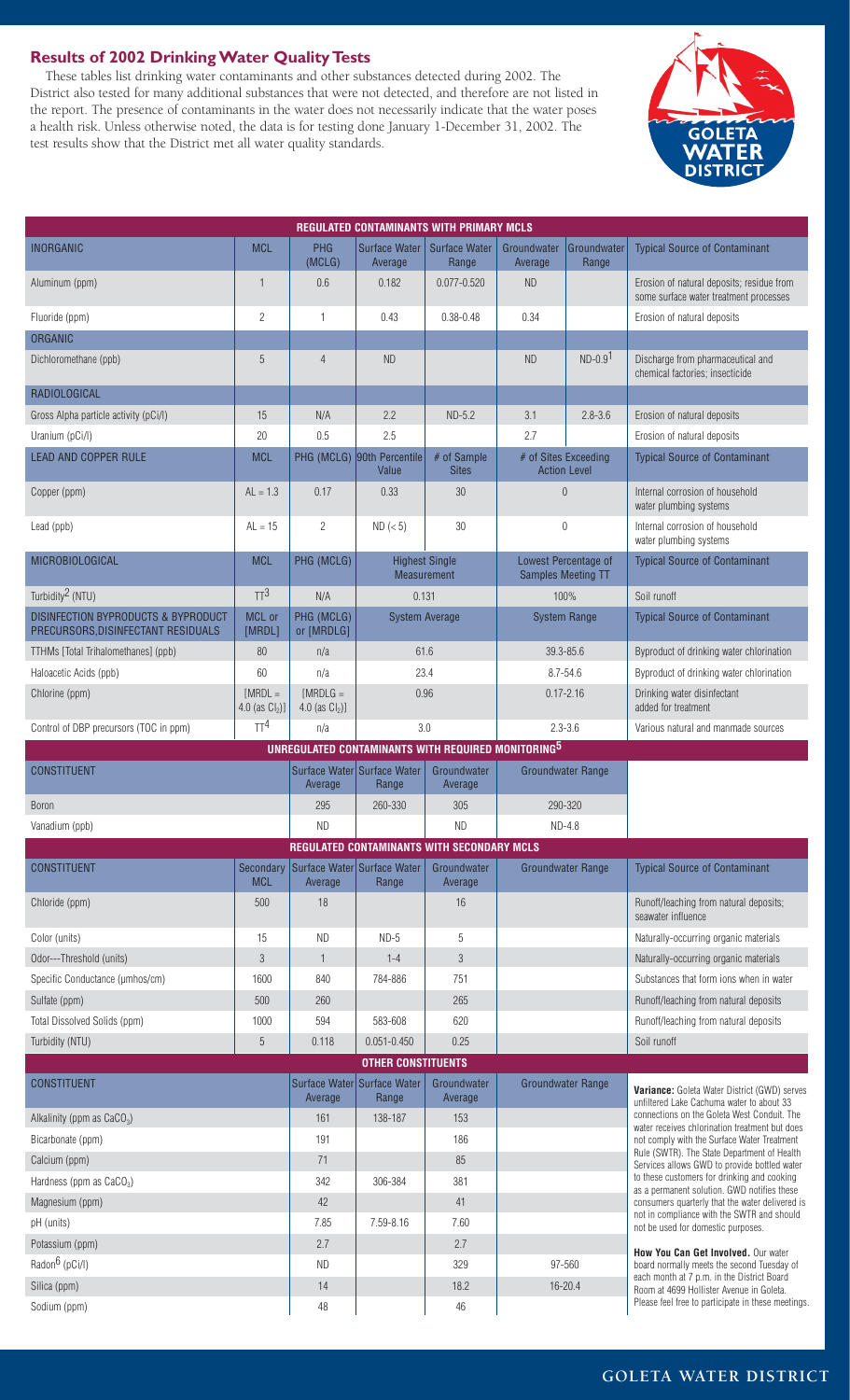## Results of 2002 Drinking Water Quality Tests

These tables list drinking water contaminants and other substances detected during 2002. The District also tested for many additional substances that were not detected, and therefore are not listed in the report. The presence of contaminants in the water does not necessarily indicate that the water poses a health risk. Unless otherwise noted, the data is for testing done January 1-December 31, 2002. The test results show that the District met all water quality standards.

GOLETA WATER DISTRICT

**REGULATED CONTAMINANTS WITH PRIMARY MCLS**

| INORGANIC | MCL | PHG (MCLG) | Surface Water Average | Surface Water Range | Groundwater Average | Groundwater Range | Typical Source of Contaminant |
|---|---|---|---|---|---|---|---|
| Aluminum (ppm) | 1 | 0.6 | 0.182 | 0.077-0.520 | ND | | Erosion of natural deposits; residue from some surface water treatment processes |
| Fluoride (ppm) | 2 | 1 | 0.43 | 0.38-0.48 | 0.34 | | Erosion of natural deposits |
| ORGANIC | | | | | | | |
| Dichloromethane (ppb) | 5 | 4 | ND | | ND | ND-0.9[1] | Discharge from pharmaceutical and chemical factories; insecticide |
| RADIOLOGICAL | | | | | | | |
| Gross Alpha particle activity (pCi/l) | 15 | N/A | 2.2 | ND-5.2 | 3.1 | 2.8-3.6 | Erosion of natural deposits |
| Uranium (pCi/l) | 20 | 0.5 | 2.5 | | 2.7 | | Erosion of natural deposits |

| LEAD AND COPPER RULE | MCL | PHG (MCLG) | 90th Percentile Value | # of Sample Sites | # of Sites Exceeding Action Level | Typical Source of Contaminant |
|---|---|---|---|---|---|---|
| Copper (ppm) | AL = 1.3 | 0.17 | 0.33 | 30 | 0 | Internal corrosion of household water plumbing systems |
| Lead (ppb) | AL = 15 | 2 | ND (< 5) | 30 | 0 | Internal corrosion of household water plumbing systems |

| MICROBIOLOGICAL | MCL | PHG (MCLG) | Highest Single Measurement | Lowest Percentage of Samples Meeting TT | Typical Source of Contaminant |
|---|---|---|---|---|---|
| Turbidity[2] (NTU) | TT[3] | N/A | 0.131 | 100% | Soil runoff |

| DISINFECTION BYPRODUCTS & BYPRODUCT PRECURSORS, DISINFECTANT RESIDUALS | MCL or [MRDL] | PHG (MCLG) or [MRDLG] | System Average | System Range | Typical Source of Contaminant |
|---|---|---|---|---|---|
| TTHMs [Total Trihalomethanes] (ppb) | 80 | n/a | 61.6 | 39.3-85.6 | Byproduct of drinking water chlorination |
| Haloacetic Acids (ppb) | 60 | n/a | 23.4 | 8.7-54.6 | Byproduct of drinking water chlorination |
| Chlorine (ppm) | [MRDL = 4.0 (as $Cl_2$)] | [MRDLG = 4.0 (as $Cl_2$)] | 0.96 | 0.17-2.16 | Drinking water disinfectant added for treatment |
| Control of DBP precursors (TOC in ppm) | TT[4] | n/a | 3.0 | 2.3-3.6 | Various natural and manmade sources |

**UNREGULATED CONTAMINANTS WITH REQUIRED MONITORING[5]**

| CONSTITUENT | Surface Water Average | Surface Water Range | Groundwater Average | Groundwater Range |
|---|---|---|---|---|
| Boron | 295 | 260-330 | 305 | 290-320 |
| Vanadium (ppb) | ND | | ND | ND-4.8 |

**REGULATED CONTAMINANTS WITH SECONDARY MCLS**

| CONSTITUENT | Secondary MCL | Surface Water Average | Surface Water Range | Groundwater Average | Groundwater Range | Typical Source of Contaminant |
|---|---|---|---|---|---|---|
| Chloride (ppm) | 500 | 18 | | 16 | | Runoff/leaching from natural deposits; seawater influence |
| Color (units) | 15 | ND | ND-5 | 5 | | Naturally-occurring organic materials |
| Odor---Threshold (units) | 3 | 1 | 1-4 | 3 | | Naturally-occurring organic materials |
| Specific Conductance (µmhos/cm) | 1600 | 840 | 784-886 | 751 | | Substances that form ions when in water |
| Sulfate (ppm) | 500 | 260 | | 265 | | Runoff/leaching from natural deposits |
| Total Dissolved Solids (ppm) | 1000 | 594 | 583-608 | 620 | | Runoff/leaching from natural deposits |
| Turbidity (NTU) | 5 | 0.118 | 0.051-0.450 | 0.25 | | Soil runoff |

**OTHER CONSTITUENTS**

| CONSTITUENT | Surface Water Average | Surface Water Range | Groundwater Average | Groundwater Range |
|---|---|---|---|---|
| Alkalinity (ppm as $CaCO_3$) | 161 | 138-187 | 153 | |
| Bicarbonate (ppm) | 191 | | 186 | |
| Calcium (ppm) | 71 | | 85 | |
| Hardness (ppm as $CaCO_3$) | 342 | 306-384 | 381 | |
| Magnesium (ppm) | 42 | | 41 | |
| pH (units) | 7.85 | 7.59-8.16 | 7.60 | |
| Potassium (ppm) | 2.7 | | 2.7 | |
| Radon[6] (pCi/l) | ND | | 329 | 97-560 |
| Silica (ppm) | 14 | | 18.2 | 16-20.4 |
| Sodium (ppm) | 48 | | 46 | |

**Variance:** Goleta Water District (GWD) serves unfiltered Lake Cachuma water to about 33 connections on the Goleta West Conduit. The water receives chlorination treatment but does not comply with the Surface Water Treatment Rule (SWTR). The State Department of Health Services allows GWD to provide bottled water to these customers for drinking and cooking as a permanent solution. GWD notifies these consumers quarterly that the water delivered is not in compliance with the SWTR and should not be used for domestic purposes.

**How You Can Get Involved.** Our water board normally meets the second Tuesday of each month at 7 p.m. in the District Board Room at 4699 Hollister Avenue in Goleta. Please feel free to participate in these meetings.